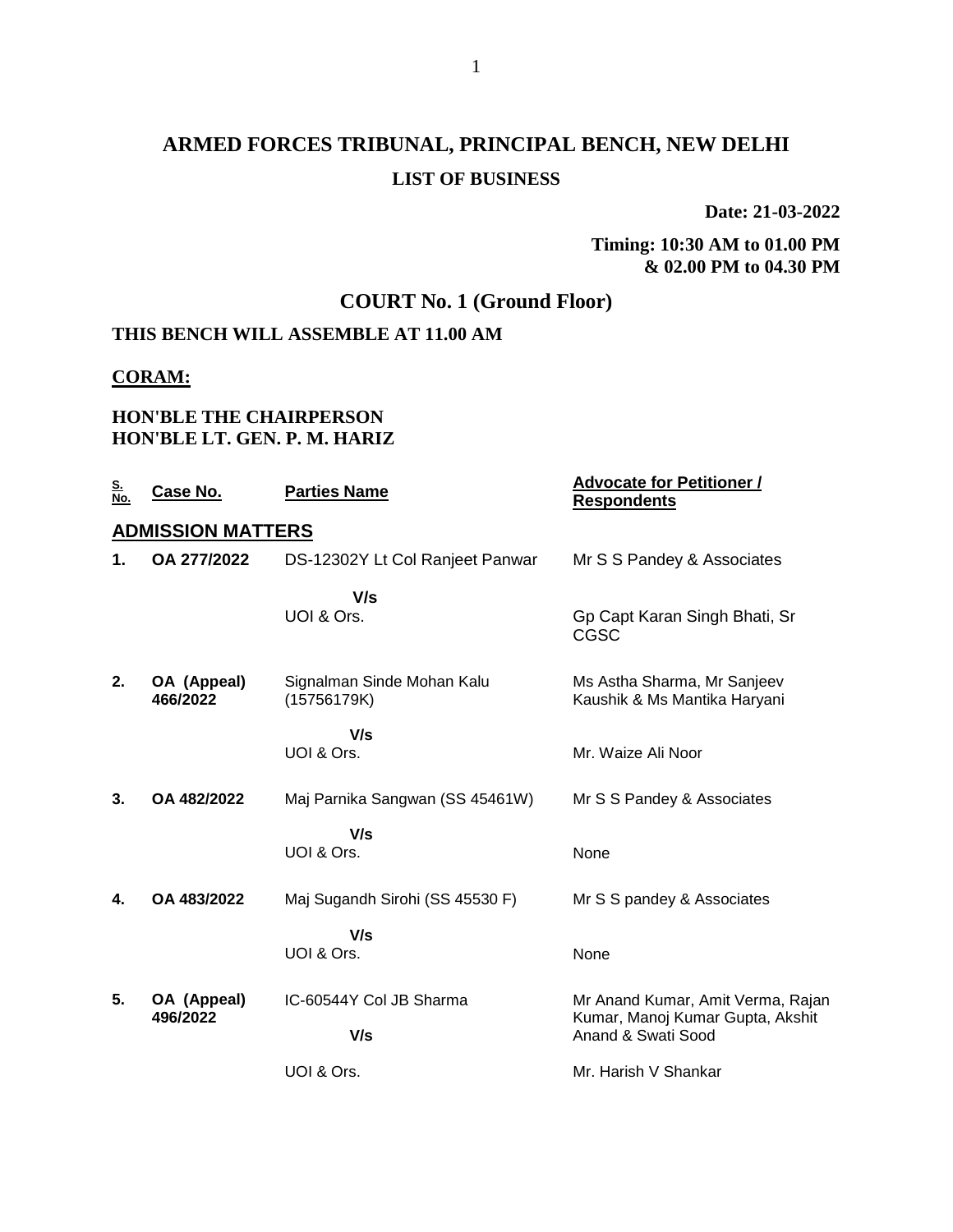# ARMED FORCES TRIBUNAL, PRINCIPAL BENCH, NEW DELHI

## LIST OF BUSINESS

**Date: 21-03-2022**

**Timing: 10:30 AM to 01.00 PM & 02.00 PM to 04.30 PM**

## COURT No. 1 (Ground Floor)

**THIS BENCH WILL ASSEMBLE AT 11.00 AM**

**CORAM:**

**HON'BLE THE CHAIRPERSON**
**HON'BLE LT. GEN. P. M. HARIZ**

| S. No. | Case No. | Parties Name | Advocate for Petitioner / Respondents |
|---|---|---|---|
| **ADMISSION MATTERS** | | | |
| **1.** | **OA 277/2022** | DS-12302Y Lt Col Ranjeet Panwar | Mr S S Pandey & Associates |
| | | **V/s** | |
| | | UOI & Ors. | Gp Capt Karan Singh Bhati, Sr CGSC |
| **2.** | **OA (Appeal) 466/2022** | Signalman Sinde Mohan Kalu (15756179K) | Ms Astha Sharma, Mr Sanjeev Kaushik & Ms Mantika Haryani |
| | | **V/s** | |
| | | UOI & Ors. | Mr. Waize Ali Noor |
| **3.** | **OA 482/2022** | Maj Parnika Sangwan (SS 45461W) | Mr S S Pandey & Associates |
| | | **V/s** | |
| | | UOI & Ors. | None |
| **4.** | **OA 483/2022** | Maj Sugandh Sirohi (SS 45530 F) | Mr S S pandey & Associates |
| | | **V/s** | |
| | | UOI & Ors. | None |
| **5.** | **OA (Appeal) 496/2022** | IC-60544Y Col JB Sharma | Mr Anand Kumar, Amit Verma, Rajan Kumar, Manoj Kumar Gupta, Akshit Anand & Swati Sood |
| | | **V/s** | |
| | | UOI & Ors. | Mr. Harish V Shankar |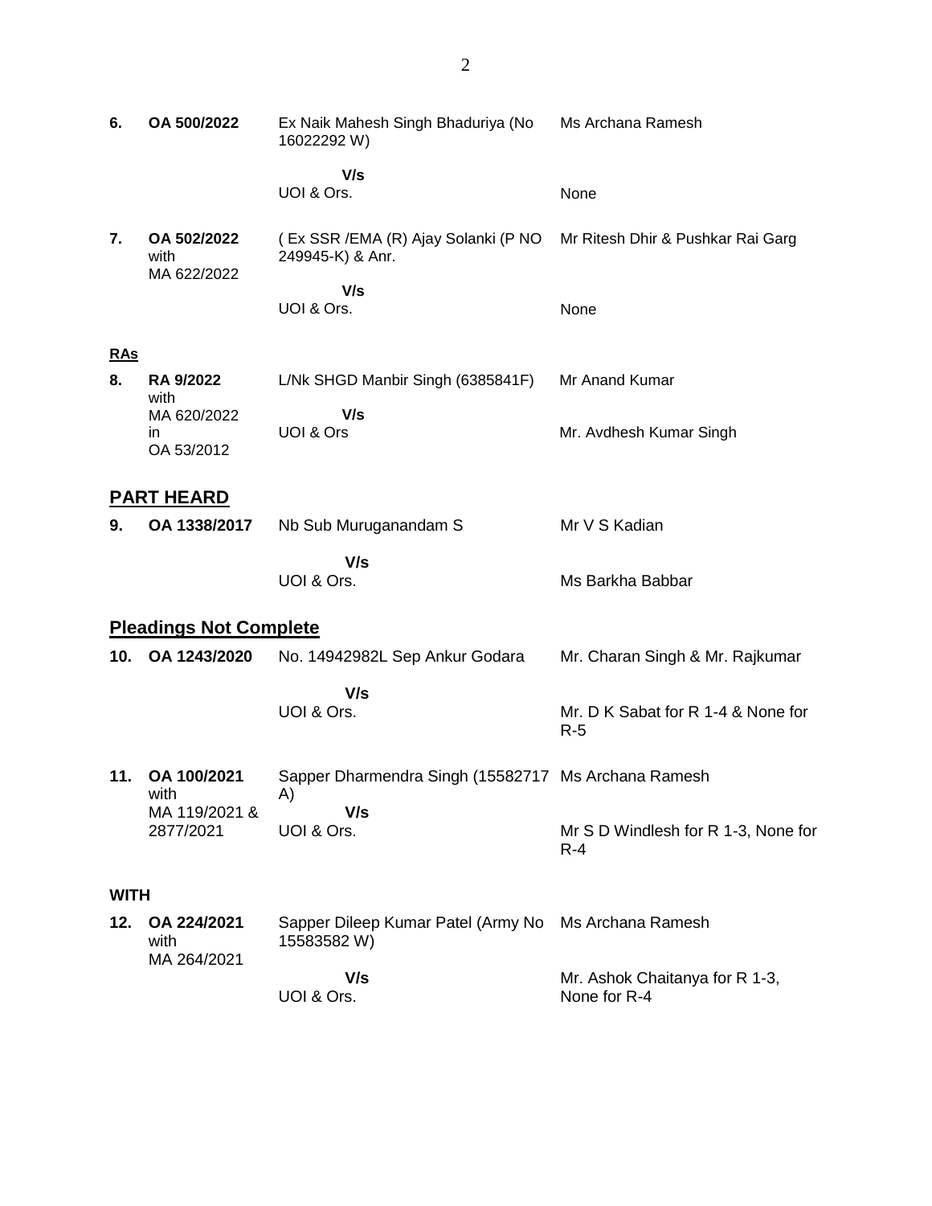| | | | |
|---|---|---|---|
| **6.** | **OA 500/2022** | Ex Naik Mahesh Singh Bhaduriya (No 16022292 W)<br>**V/s**<br>UOI & Ors. | Ms Archana Ramesh<br><br>None |
| **7.** | **OA 502/2022** with MA 622/2022 | ( Ex SSR /EMA (R) Ajay Solanki (P NO 249945-K) & Anr.<br>**V/s**<br>UOI & Ors. | Mr Ritesh Dhir & Pushkar Rai Garg<br><br>None |

**RAs**

| | | | |
|---|---|---|---|
| **8.** | **RA 9/2022** with MA 620/2022 in OA 53/2012 | L/Nk SHGD Manbir Singh (6385841F)<br>**V/s**<br>UOI & Ors | Mr Anand Kumar<br><br>Mr. Avdhesh Kumar Singh |

## PART HEARD

| | | | |
|---|---|---|---|
| **9.** | **OA 1338/2017** | Nb Sub Muruganandam S<br>**V/s**<br>UOI & Ors. | Mr V S Kadian<br><br>Ms Barkha Babbar |

## Pleadings Not Complete

| | | | |
|---|---|---|---|
| **10.** | **OA 1243/2020** | No. 14942982L Sep Ankur Godara<br>**V/s**<br>UOI & Ors. | Mr. Charan Singh & Mr. Rajkumar<br><br>Mr. D K Sabat for R 1-4 & None for R-5 |
| **11.** | **OA 100/2021** with MA 119/2021 & 2877/2021 | Sapper Dharmendra Singh (15582717 A)<br>**V/s**<br>UOI & Ors. | Ms Archana Ramesh<br><br>Mr S D Windlesh for R 1-3, None for R-4 |

**WITH**

| | | | |
|---|---|---|---|
| **12.** | **OA 224/2021** with MA 264/2021 | Sapper Dileep Kumar Patel (Army No 15583582 W)<br>**V/s**<br>UOI & Ors. | Ms Archana Ramesh<br><br>Mr. Ashok Chaitanya for R 1-3, None for R-4 |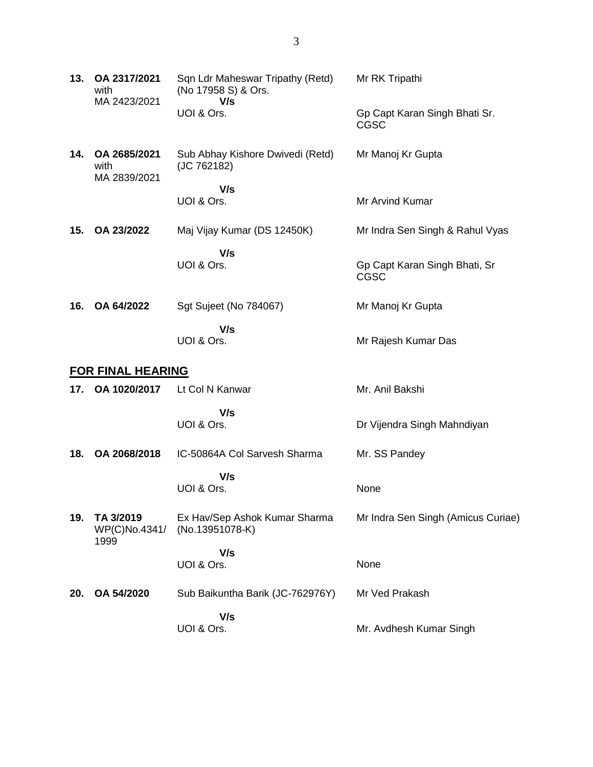| | | | |
|---|---|---|---|
| **13.** | **OA 2317/2021** with MA 2423/2021 | Sqn Ldr Maheswar Tripathy (Retd) (No 17958 S) & Ors.<br>**V/s**<br>UOI & Ors. | Mr RK Tripathi<br><br>Gp Capt Karan Singh Bhati Sr. CGSC |
| **14.** | **OA 2685/2021** with MA 2839/2021 | Sub Abhay Kishore Dwivedi (Retd) (JC 762182)<br>**V/s**<br>UOI & Ors. | Mr Manoj Kr Gupta<br><br>Mr Arvind Kumar |
| **15.** | **OA 23/2022** | Maj Vijay Kumar (DS 12450K)<br>**V/s**<br>UOI & Ors. | Mr Indra Sen Singh & Rahul Vyas<br><br>Gp Capt Karan Singh Bhati, Sr CGSC |
| **16.** | **OA 64/2022** | Sgt Sujeet (No 784067)<br>**V/s**<br>UOI & Ors. | Mr Manoj Kr Gupta<br><br>Mr Rajesh Kumar Das |

## FOR FINAL HEARING

| | | | |
|---|---|---|---|
| **17.** | **OA 1020/2017** | Lt Col N Kanwar<br>**V/s**<br>UOI & Ors. | Mr. Anil Bakshi<br><br>Dr Vijendra Singh Mahndiyan |
| **18.** | **OA 2068/2018** | IC-50864A Col Sarvesh Sharma<br>**V/s**<br>UOI & Ors. | Mr. SS Pandey<br><br>None |
| **19.** | **TA 3/2019** WP(C)No.4341/1999 | Ex Hav/Sep Ashok Kumar Sharma (No.13951078-K)<br>**V/s**<br>UOI & Ors. | Mr Indra Sen Singh (Amicus Curiae)<br><br>None |
| **20.** | **OA 54/2020** | Sub Baikuntha Barik (JC-762976Y)<br>**V/s**<br>UOI & Ors. | Mr Ved Prakash<br><br>Mr. Avdhesh Kumar Singh |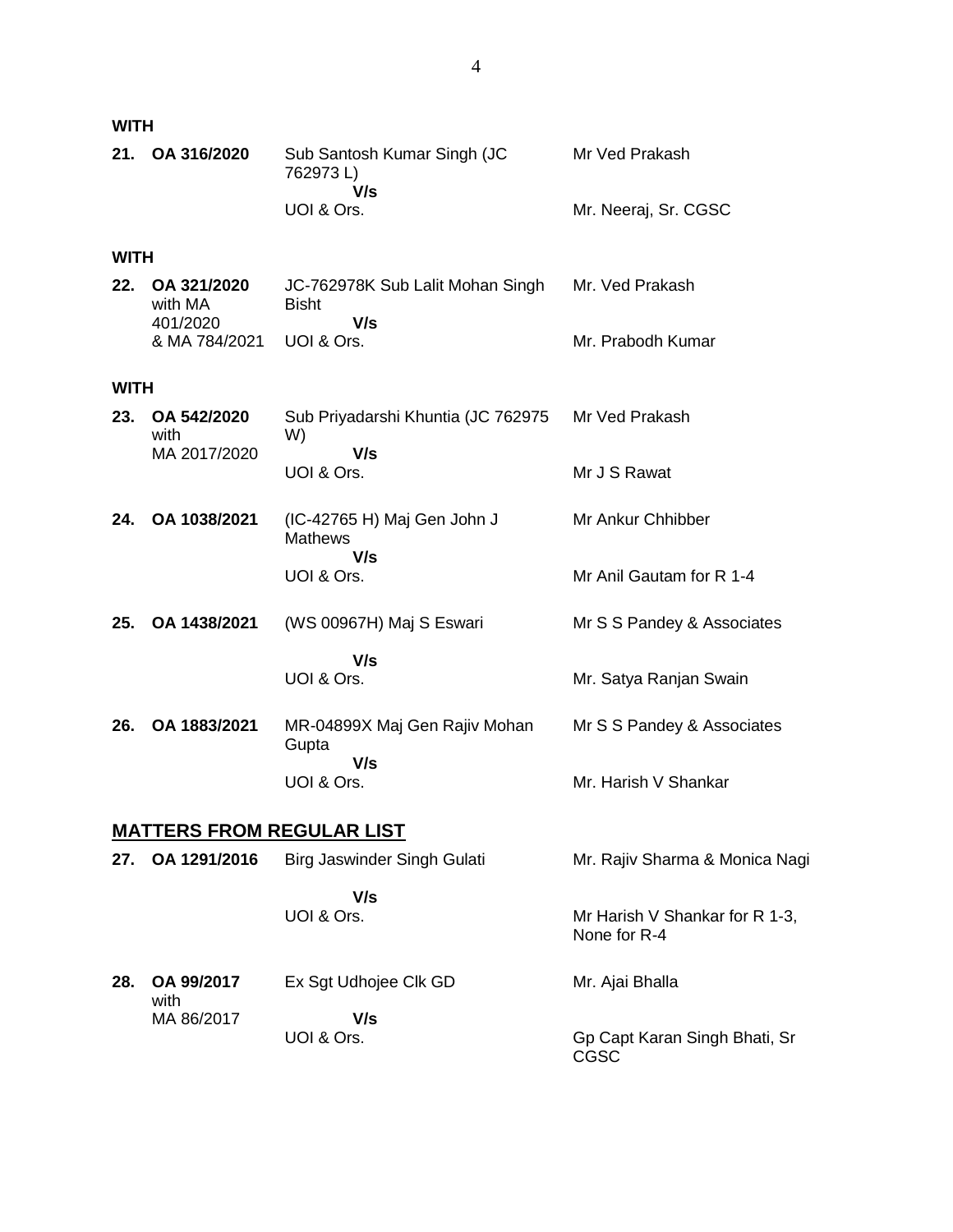**WITH**

| | | | |
|---|---|---|---|
| **21.** | **OA 316/2020** | Sub Santosh Kumar Singh (JC 762973 L) **V/s** UOI & Ors. | Mr Ved Prakash<br>Mr. Neeraj, Sr. CGSC |

**WITH**

| | | | |
|---|---|---|---|
| **22.** | **OA 321/2020** with MA 401/2020 & MA 784/2021 | JC-762978K Sub Lalit Mohan Singh Bisht **V/s** UOI & Ors. | Mr. Ved Prakash<br>Mr. Prabodh Kumar |

**WITH**

| | | | |
|---|---|---|---|
| **23.** | **OA 542/2020** with MA 2017/2020 | Sub Priyadarshi Khuntia (JC 762975 W) **V/s** UOI & Ors. | Mr Ved Prakash<br>Mr J S Rawat |
| **24.** | **OA 1038/2021** | (IC-42765 H) Maj Gen John J Mathews **V/s** UOI & Ors. | Mr Ankur Chhibber<br>Mr Anil Gautam for R 1-4 |
| **25.** | **OA 1438/2021** | (WS 00967H) Maj S Eswari **V/s** UOI & Ors. | Mr S S Pandey & Associates<br>Mr. Satya Ranjan Swain |
| **26.** | **OA 1883/2021** | MR-04899X Maj Gen Rajiv Mohan Gupta **V/s** UOI & Ors. | Mr S S Pandey & Associates<br>Mr. Harish V Shankar |

## <u>MATTERS FROM REGULAR LIST</u>

| | | | |
|---|---|---|---|
| **27.** | **OA 1291/2016** | Birg Jaswinder Singh Gulati **V/s** UOI & Ors. | Mr. Rajiv Sharma & Monica Nagi<br>Mr Harish V Shankar for R 1-3, None for R-4 |
| **28.** | **OA 99/2017** with MA 86/2017 | Ex Sgt Udhojee Clk GD **V/s** UOI & Ors. | Mr. Ajai Bhalla<br>Gp Capt Karan Singh Bhati, Sr CGSC |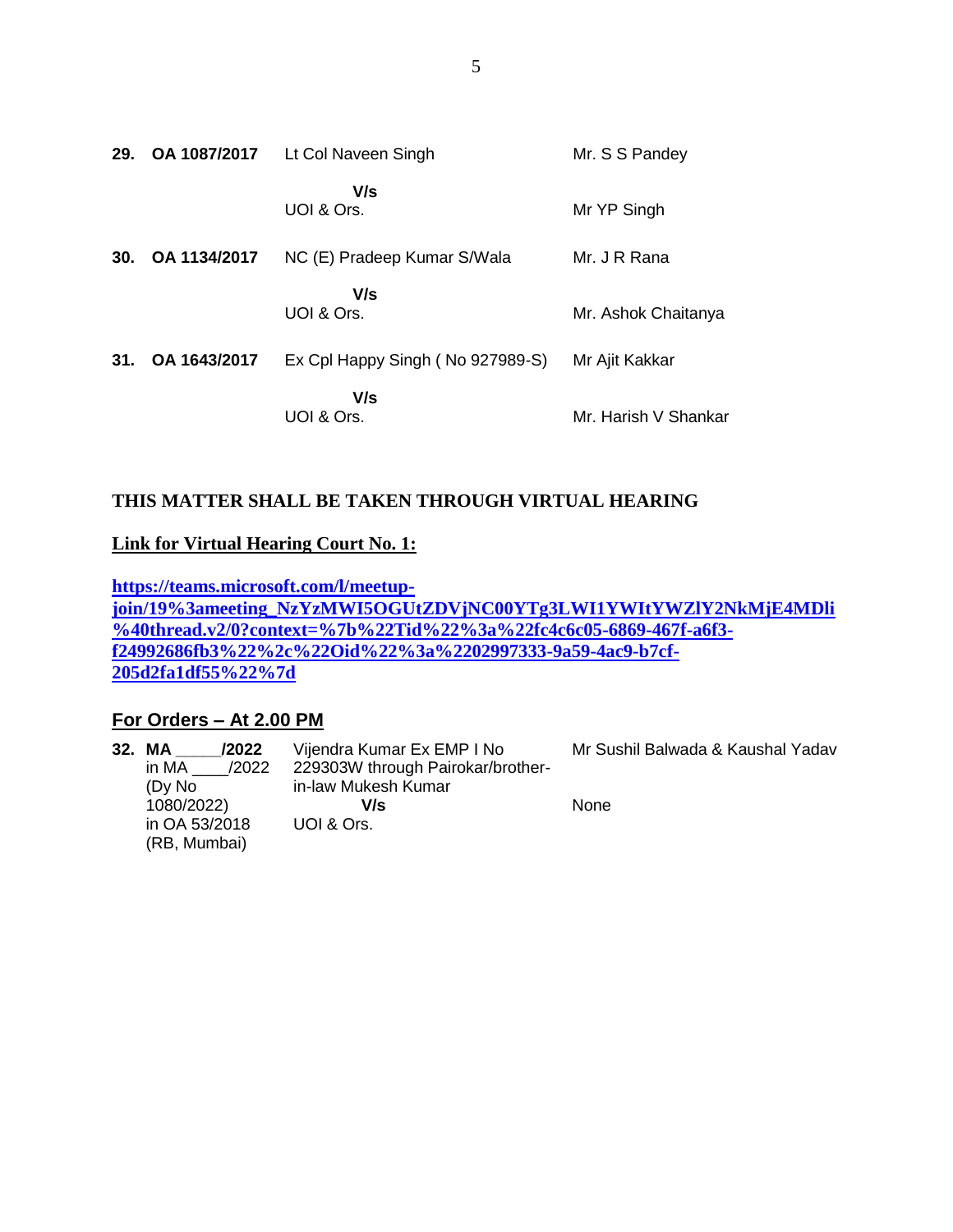| | | | |
|---|---|---|---|
| **29.** | **OA 1087/2017** | Lt Col Naveen Singh | Mr. S S Pandey |
| | | **V/s** | |
| | | UOI & Ors. | Mr YP Singh |
| **30.** | **OA 1134/2017** | NC (E) Pradeep Kumar S/Wala | Mr. J R Rana |
| | | **V/s** | |
| | | UOI & Ors. | Mr. Ashok Chaitanya |
| **31.** | **OA 1643/2017** | Ex Cpl Happy Singh ( No 927989-S) | Mr Ajit Kakkar |
| | | **V/s** | |
| | | UOI & Ors. | Mr. Harish V Shankar |

**THIS MATTER SHALL BE TAKEN THROUGH VIRTUAL HEARING**

**Link for Virtual Hearing Court No. 1:**

**https://teams.microsoft.com/l/meetup-join/19%3ameeting_NzYzMWI5OGUtZDVjNC00YTg3LWI1YWItYWZlY2NkMjE4MDli%40thread.v2/0?context=%7b%22Tid%22%3a%22fc4c6c05-6869-467f-a6f3-f24992686fb3%22%2c%22Oid%22%3a%2202997333-9a59-4ac9-b7cf-205d2fa1df55%22%7d**

## For Orders – At 2.00 PM

| | | | |
|---|---|---|---|
| **32.** | **MA _____/2022** in MA ____/2022 (Dy No 1080/2022) in OA 53/2018 (RB, Mumbai) | Vijendra Kumar Ex EMP I No 229303W through Pairokar/brother-in-law Mukesh Kumar | Mr Sushil Balwada & Kaushal Yadav |
| | | **V/s** | |
| | | UOI & Ors. | None |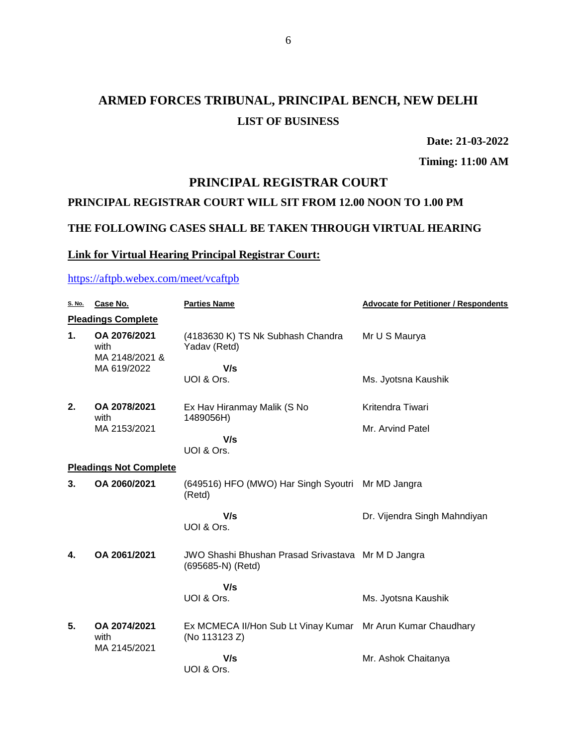# ARMED FORCES TRIBUNAL, PRINCIPAL BENCH, NEW DELHI

## LIST OF BUSINESS

**Date: 21-03-2022**

**Timing: 11:00 AM**

## PRINCIPAL REGISTRAR COURT

### PRINCIPAL REGISTRAR COURT WILL SIT FROM 12.00 NOON TO 1.00 PM

### THE FOLLOWING CASES SHALL BE TAKEN THROUGH VIRTUAL HEARING

### Link for Virtual Hearing Principal Registrar Court:

https://aftpb.webex.com/meet/vcaftpb

| S. No. | Case No. | Parties Name | Advocate for Petitioner / Respondents |
|---|---|---|---|
| **Pleadings Complete** | | | |
| **1.** | **OA 2076/2021** with MA 2148/2021 & MA 619/2022 | (4183630 K) TS Nk Subhash Chandra Yadav (Retd) **V/s** UOI & Ors. | Mr U S Maurya<br>Ms. Jyotsna Kaushik |
| **2.** | **OA 2078/2021** with MA 2153/2021 | Ex Hav Hiranmay Malik (S No 1489056H) **V/s** UOI & Ors. | Kritendra Tiwari<br>Mr. Arvind Patel |
| **Pleadings Not Complete** | | | |
| **3.** | **OA 2060/2021** | (649516) HFO (MWO) Har Singh Syoutri (Retd) **V/s** UOI & Ors. | Mr MD Jangra<br>Dr. Vijendra Singh Mahndiyan |
| **4.** | **OA 2061/2021** | JWO Shashi Bhushan Prasad Srivastava (695685-N) (Retd) **V/s** UOI & Ors. | Mr M D Jangra<br>Ms. Jyotsna Kaushik |
| **5.** | **OA 2074/2021** with MA 2145/2021 | Ex MCMECA II/Hon Sub Lt Vinay Kumar (No 113123 Z) **V/s** UOI & Ors. | Mr Arun Kumar Chaudhary<br>Mr. Ashok Chaitanya |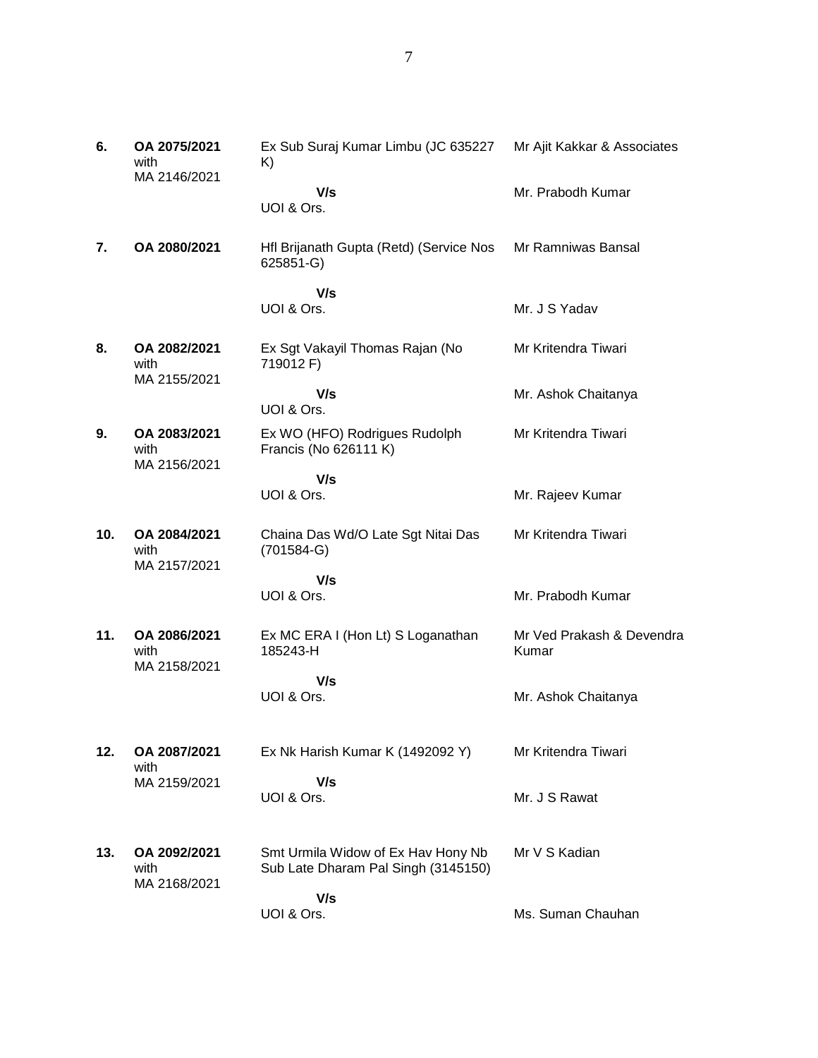| | | | |
|---|---|---|---|
| **6.** | **OA 2075/2021** with MA 2146/2021 | Ex Sub Suraj Kumar Limbu (JC 635227 K)<br><br>**V/s**<br>UOI & Ors. | Mr Ajit Kakkar & Associates<br><br>Mr. Prabodh Kumar |
| **7.** | **OA 2080/2021** | Hfl Brijanath Gupta (Retd) (Service Nos 625851-G)<br><br>**V/s**<br>UOI & Ors. | Mr Ramniwas Bansal<br><br>Mr. J S Yadav |
| **8.** | **OA 2082/2021** with MA 2155/2021 | Ex Sgt Vakayil Thomas Rajan (No 719012 F)<br><br>**V/s**<br>UOI & Ors. | Mr Kritendra Tiwari<br><br>Mr. Ashok Chaitanya |
| **9.** | **OA 2083/2021** with MA 2156/2021 | Ex WO (HFO) Rodrigues Rudolph Francis (No 626111 K)<br><br>**V/s**<br>UOI & Ors. | Mr Kritendra Tiwari<br><br>Mr. Rajeev Kumar |
| **10.** | **OA 2084/2021** with MA 2157/2021 | Chaina Das Wd/O Late Sgt Nitai Das (701584-G)<br><br>**V/s**<br>UOI & Ors. | Mr Kritendra Tiwari<br><br>Mr. Prabodh Kumar |
| **11.** | **OA 2086/2021** with MA 2158/2021 | Ex MC ERA I (Hon Lt) S Loganathan 185243-H<br><br>**V/s**<br>UOI & Ors. | Mr Ved Prakash & Devendra Kumar<br><br>Mr. Ashok Chaitanya |
| **12.** | **OA 2087/2021** with MA 2159/2021 | Ex Nk Harish Kumar K (1492092 Y)<br><br>**V/s**<br>UOI & Ors. | Mr Kritendra Tiwari<br><br>Mr. J S Rawat |
| **13.** | **OA 2092/2021** with MA 2168/2021 | Smt Urmila Widow of Ex Hav Hony Nb Sub Late Dharam Pal Singh (3145150)<br><br>**V/s**<br>UOI & Ors. | Mr V S Kadian<br><br>Ms. Suman Chauhan |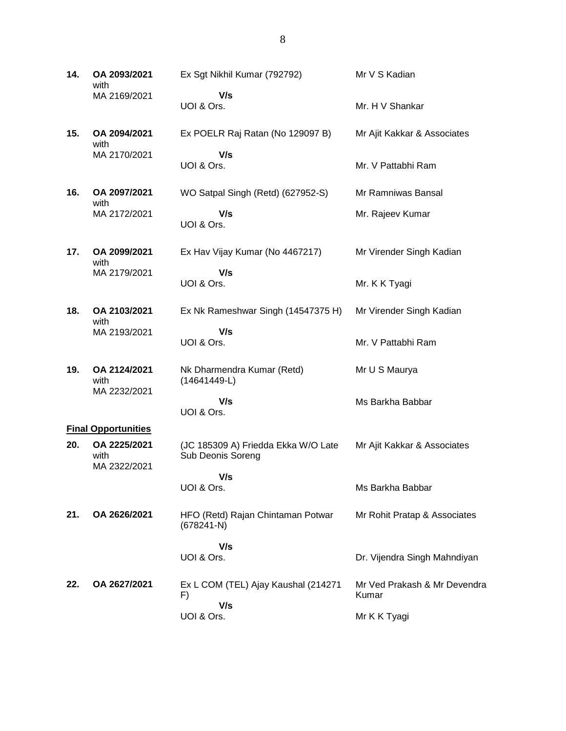| | | | |
|---|---|---|---|
| **14.** | **OA 2093/2021** with MA 2169/2021 | Ex Sgt Nikhil Kumar (792792) **V/s** UOI & Ors. | Mr V S Kadian<br><br>Mr. H V Shankar |
| **15.** | **OA 2094/2021** with MA 2170/2021 | Ex POELR Raj Ratan (No 129097 B) **V/s** UOI & Ors. | Mr Ajit Kakkar & Associates<br><br>Mr. V Pattabhi Ram |
| **16.** | **OA 2097/2021** with MA 2172/2021 | WO Satpal Singh (Retd) (627952-S) **V/s** UOI & Ors. | Mr Ramniwas Bansal<br><br>Mr. Rajeev Kumar |
| **17.** | **OA 2099/2021** with MA 2179/2021 | Ex Hav Vijay Kumar (No 4467217) **V/s** UOI & Ors. | Mr Virender Singh Kadian<br><br>Mr. K K Tyagi |
| **18.** | **OA 2103/2021** with MA 2193/2021 | Ex Nk Rameshwar Singh (14547375 H) **V/s** UOI & Ors. | Mr Virender Singh Kadian<br><br>Mr. V Pattabhi Ram |
| **19.** | **OA 2124/2021** with MA 2232/2021 | Nk Dharmendra Kumar (Retd) (14641449-L) **V/s** UOI & Ors. | Mr U S Maurya<br><br>Ms Barkha Babbar |

**Final Opportunities**

| | | | |
|---|---|---|---|
| **20.** | **OA 2225/2021** with MA 2322/2021 | (JC 185309 A) Friedda Ekka W/O Late Sub Deonis Soreng **V/s** UOI & Ors. | Mr Ajit Kakkar & Associates<br><br>Ms Barkha Babbar |
| **21.** | **OA 2626/2021** | HFO (Retd) Rajan Chintaman Potwar (678241-N) **V/s** UOI & Ors. | Mr Rohit Pratap & Associates<br><br>Dr. Vijendra Singh Mahndiyan |
| **22.** | **OA 2627/2021** | Ex L COM (TEL) Ajay Kaushal (214271 F) **V/s** UOI & Ors. | Mr Ved Prakash & Mr Devendra Kumar<br><br>Mr K K Tyagi |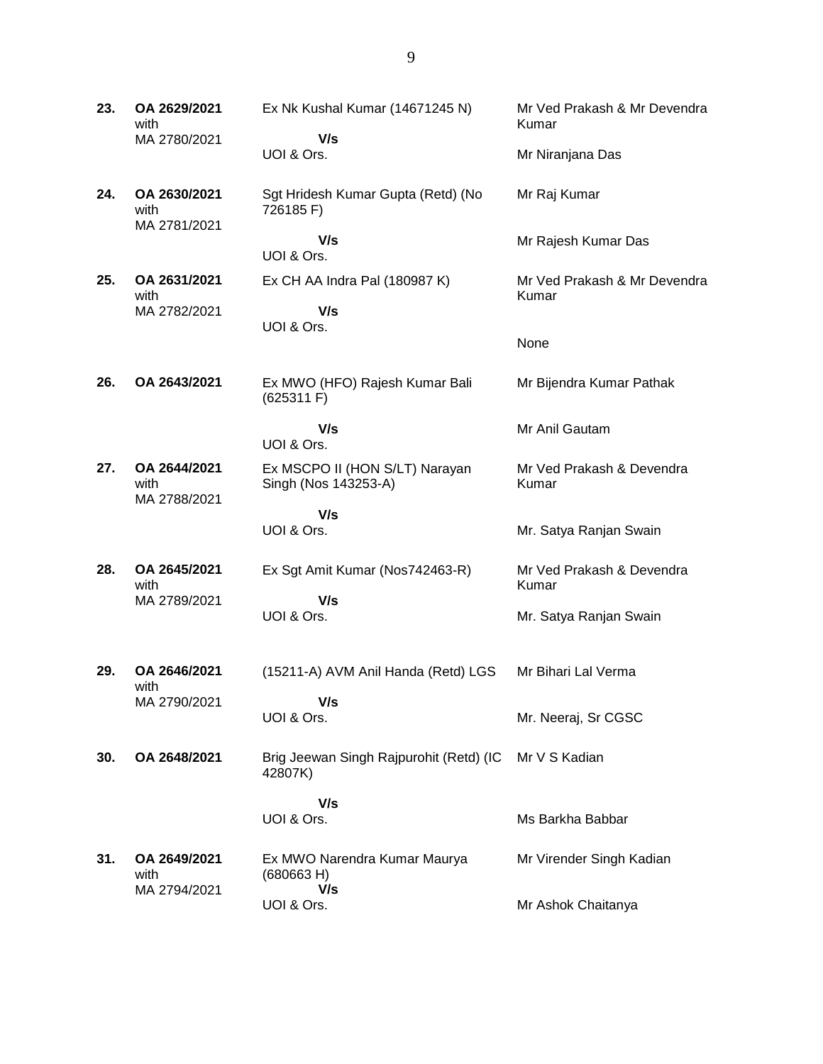| | | | |
|---|---|---|---|
| **23.** | **OA 2629/2021** with MA 2780/2021 | Ex Nk Kushal Kumar (14671245 N) **V/s** UOI & Ors. | Mr Ved Prakash & Mr Devendra Kumar<br><br>Mr Niranjana Das |
| **24.** | **OA 2630/2021** with MA 2781/2021 | Sgt Hridesh Kumar Gupta (Retd) (No 726185 F) **V/s** UOI & Ors. | Mr Raj Kumar<br><br>Mr Rajesh Kumar Das |
| **25.** | **OA 2631/2021** with MA 2782/2021 | Ex CH AA Indra Pal (180987 K) **V/s** UOI & Ors. | Mr Ved Prakash & Mr Devendra Kumar<br><br>None |
| **26.** | **OA 2643/2021** | Ex MWO (HFO) Rajesh Kumar Bali (625311 F) **V/s** UOI & Ors. | Mr Bijendra Kumar Pathak<br><br>Mr Anil Gautam |
| **27.** | **OA 2644/2021** with MA 2788/2021 | Ex MSCPO II (HON S/LT) Narayan Singh (Nos 143253-A) **V/s** UOI & Ors. | Mr Ved Prakash & Devendra Kumar<br><br>Mr. Satya Ranjan Swain |
| **28.** | **OA 2645/2021** with MA 2789/2021 | Ex Sgt Amit Kumar (Nos742463-R) **V/s** UOI & Ors. | Mr Ved Prakash & Devendra Kumar<br><br>Mr. Satya Ranjan Swain |
| **29.** | **OA 2646/2021** with MA 2790/2021 | (15211-A) AVM Anil Handa (Retd) LGS **V/s** UOI & Ors. | Mr Bihari Lal Verma<br><br>Mr. Neeraj, Sr CGSC |
| **30.** | **OA 2648/2021** | Brig Jeewan Singh Rajpurohit (Retd) (IC 42807K) **V/s** UOI & Ors. | Mr V S Kadian<br><br>Ms Barkha Babbar |
| **31.** | **OA 2649/2021** with MA 2794/2021 | Ex MWO Narendra Kumar Maurya (680663 H) **V/s** UOI & Ors. | Mr Virender Singh Kadian<br><br>Mr Ashok Chaitanya |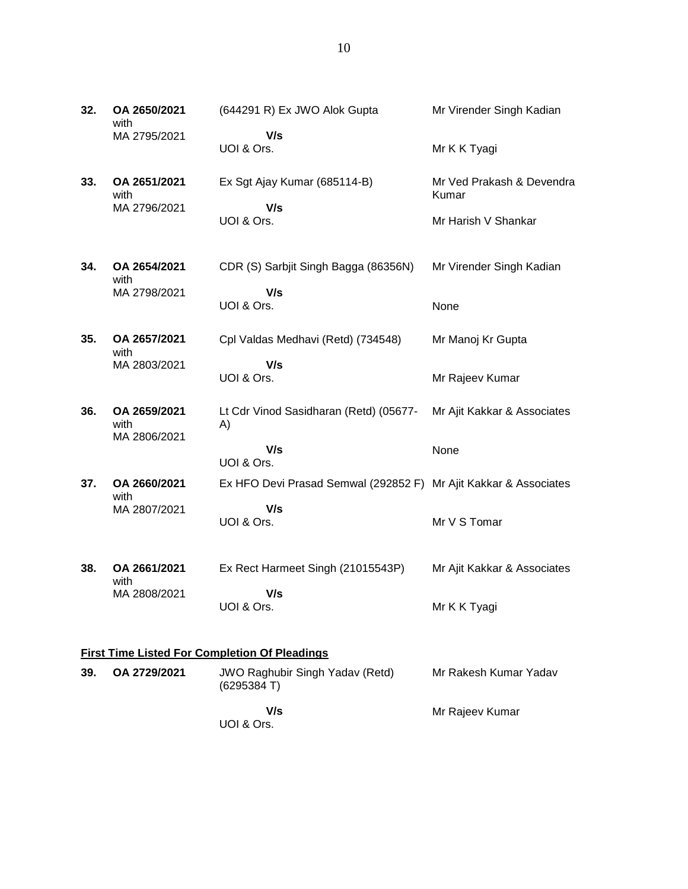| | | | |
|---|---|---|---|
| **32.** | **OA 2650/2021** with MA 2795/2021 | (644291 R) Ex JWO Alok Gupta **V/s** UOI & Ors. | Mr Virender Singh Kadian<br><br>Mr K K Tyagi |
| **33.** | **OA 2651/2021** with MA 2796/2021 | Ex Sgt Ajay Kumar (685114-B) **V/s** UOI & Ors. | Mr Ved Prakash & Devendra Kumar<br><br>Mr Harish V Shankar |
| **34.** | **OA 2654/2021** with MA 2798/2021 | CDR (S) Sarbjit Singh Bagga (86356N) **V/s** UOI & Ors. | Mr Virender Singh Kadian<br><br>None |
| **35.** | **OA 2657/2021** with MA 2803/2021 | Cpl Valdas Medhavi (Retd) (734548) **V/s** UOI & Ors. | Mr Manoj Kr Gupta<br><br>Mr Rajeev Kumar |
| **36.** | **OA 2659/2021** with MA 2806/2021 | Lt Cdr Vinod Sasidharan (Retd) (05677-A) **V/s** UOI & Ors. | Mr Ajit Kakkar & Associates<br><br>None |
| **37.** | **OA 2660/2021** with MA 2807/2021 | Ex HFO Devi Prasad Semwal (292852 F) **V/s** UOI & Ors. | Mr Ajit Kakkar & Associates<br><br>Mr V S Tomar |
| **38.** | **OA 2661/2021** with MA 2808/2021 | Ex Rect Harmeet Singh (21015543P) **V/s** UOI & Ors. | Mr Ajit Kakkar & Associates<br><br>Mr K K Tyagi |

**<u>First Time Listed For Completion Of Pleadings</u>**

| | | | |
|---|---|---|---|
| **39.** | **OA 2729/2021** | JWO Raghubir Singh Yadav (Retd) (6295384 T) **V/s** UOI & Ors. | Mr Rakesh Kumar Yadav<br><br>Mr Rajeev Kumar |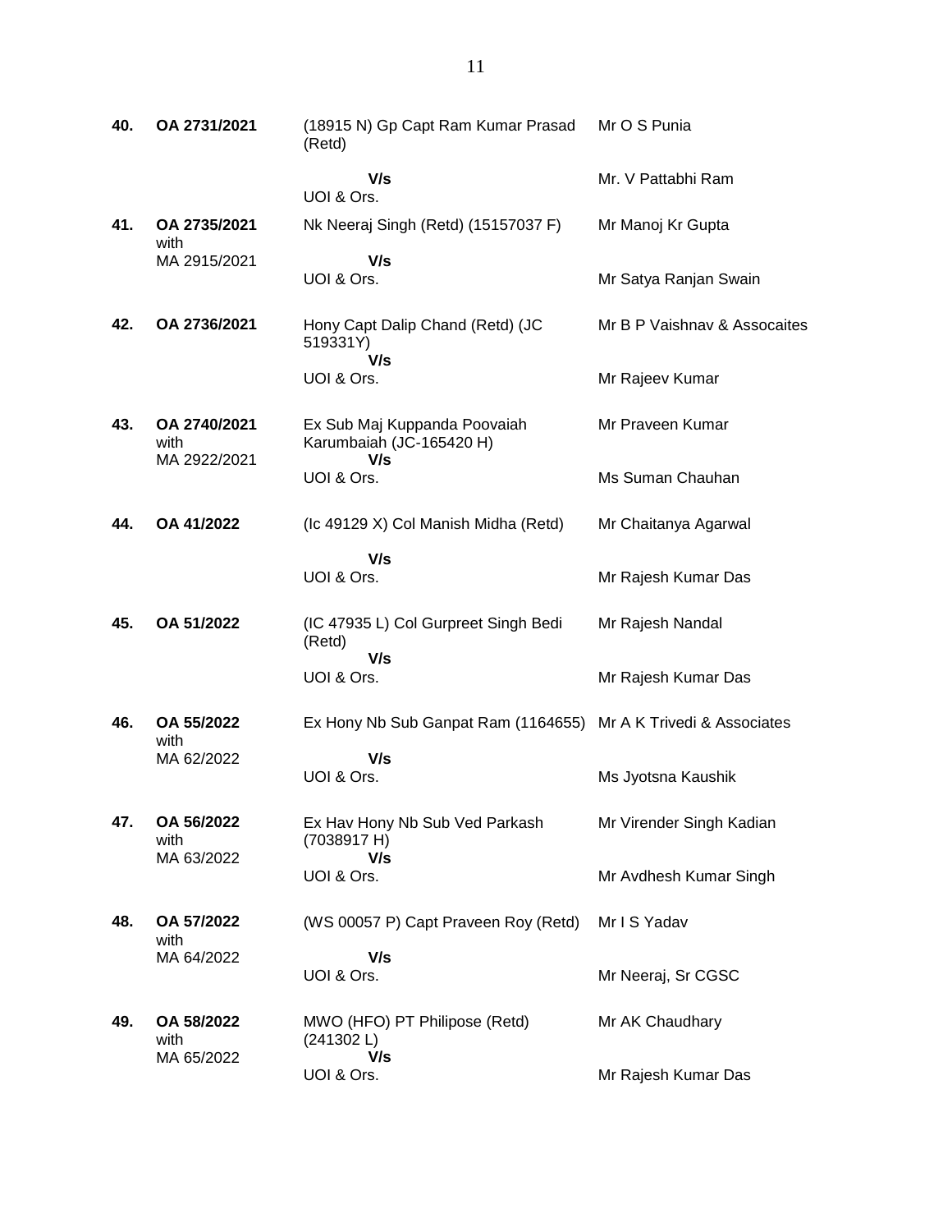| | | | |
|---|---|---|---|
| **40.** | **OA 2731/2021** | (18915 N) Gp Capt Ram Kumar Prasad (Retd)<br>**V/s**<br>UOI & Ors. | Mr O S Punia<br><br>Mr. V Pattabhi Ram |
| **41.** | **OA 2735/2021** with MA 2915/2021 | Nk Neeraj Singh (Retd) (15157037 F)<br>**V/s**<br>UOI & Ors. | Mr Manoj Kr Gupta<br><br>Mr Satya Ranjan Swain |
| **42.** | **OA 2736/2021** | Hony Capt Dalip Chand (Retd) (JC 519331Y)<br>**V/s**<br>UOI & Ors. | Mr B P Vaishnav & Assocaites<br><br>Mr Rajeev Kumar |
| **43.** | **OA 2740/2021** with MA 2922/2021 | Ex Sub Maj Kuppanda Poovaiah Karumbaiah (JC-165420 H)<br>**V/s**<br>UOI & Ors. | Mr Praveen Kumar<br><br>Ms Suman Chauhan |
| **44.** | **OA 41/2022** | (Ic 49129 X) Col Manish Midha (Retd)<br>**V/s**<br>UOI & Ors. | Mr Chaitanya Agarwal<br><br>Mr Rajesh Kumar Das |
| **45.** | **OA 51/2022** | (IC 47935 L) Col Gurpreet Singh Bedi (Retd)<br>**V/s**<br>UOI & Ors. | Mr Rajesh Nandal<br><br>Mr Rajesh Kumar Das |
| **46.** | **OA 55/2022** with MA 62/2022 | Ex Hony Nb Sub Ganpat Ram (1164655)<br>**V/s**<br>UOI & Ors. | Mr A K Trivedi & Associates<br><br>Ms Jyotsna Kaushik |
| **47.** | **OA 56/2022** with MA 63/2022 | Ex Hav Hony Nb Sub Ved Parkash (7038917 H)<br>**V/s**<br>UOI & Ors. | Mr Virender Singh Kadian<br><br>Mr Avdhesh Kumar Singh |
| **48.** | **OA 57/2022** with MA 64/2022 | (WS 00057 P) Capt Praveen Roy (Retd)<br>**V/s**<br>UOI & Ors. | Mr I S Yadav<br><br>Mr Neeraj, Sr CGSC |
| **49.** | **OA 58/2022** with MA 65/2022 | MWO (HFO) PT Philipose (Retd) (241302 L)<br>**V/s**<br>UOI & Ors. | Mr AK Chaudhary<br><br>Mr Rajesh Kumar Das |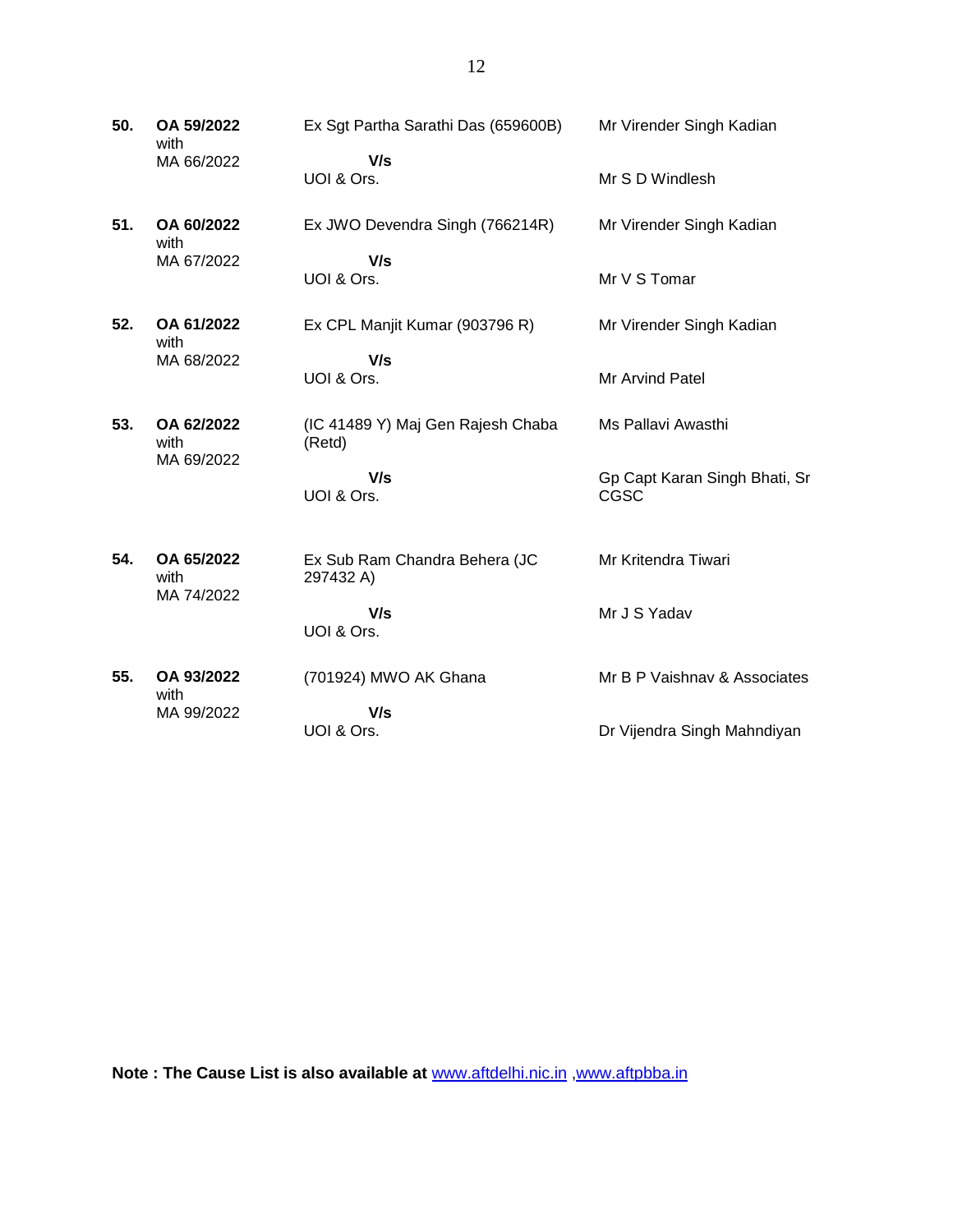| | | | |
|---|---|---|---|
| **50.** | **OA 59/2022** with MA 66/2022 | Ex Sgt Partha Sarathi Das (659600B) **V/s** UOI & Ors. | Mr Virender Singh Kadian<br><br>Mr S D Windlesh |
| **51.** | **OA 60/2022** with MA 67/2022 | Ex JWO Devendra Singh (766214R) **V/s** UOI & Ors. | Mr Virender Singh Kadian<br><br>Mr V S Tomar |
| **52.** | **OA 61/2022** with MA 68/2022 | Ex CPL Manjit Kumar (903796 R) **V/s** UOI & Ors. | Mr Virender Singh Kadian<br><br>Mr Arvind Patel |
| **53.** | **OA 62/2022** with MA 69/2022 | (IC 41489 Y) Maj Gen Rajesh Chaba (Retd) **V/s** UOI & Ors. | Ms Pallavi Awasthi<br><br>Gp Capt Karan Singh Bhati, Sr CGSC |
| **54.** | **OA 65/2022** with MA 74/2022 | Ex Sub Ram Chandra Behera (JC 297432 A) **V/s** UOI & Ors. | Mr Kritendra Tiwari<br><br>Mr J S Yadav |
| **55.** | **OA 93/2022** with MA 99/2022 | (701924) MWO AK Ghana **V/s** UOI & Ors. | Mr B P Vaishnav & Associates<br><br>Dr Vijendra Singh Mahndiyan |

**Note : The Cause List is also available at** www.aftdelhi.nic.in ,www.aftpbba.in